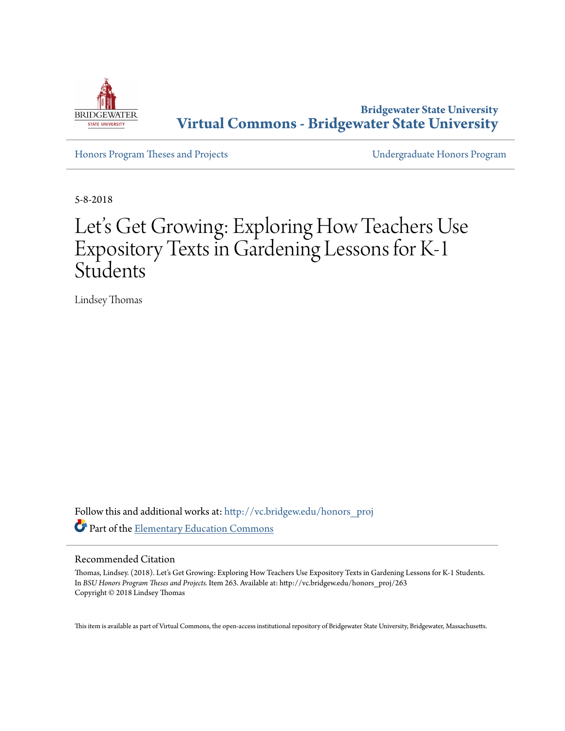Bridgewater State University

# Virtual Commons - Bridgewater State University

Honors Program Theses and Projects | Undergraduate Honors Program

5-8-2018

# Let's Get Growing: Exploring How Teachers Use Expository Texts in Gardening Lessons for K-1 Students

Lindsey Thomas

Follow this and additional works at: http://vc.bridgew.edu/honors_proj

Part of the Elementary Education Commons

## Recommended Citation

Thomas, Lindsey. (2018). Let's Get Growing: Exploring How Teachers Use Expository Texts in Gardening Lessons for K-1 Students. In *BSU Honors Program Theses and Projects.* Item 263. Available at: http://vc.bridgew.edu/honors_proj/263
Copyright © 2018 Lindsey Thomas

This item is available as part of Virtual Commons, the open-access institutional repository of Bridgewater State University, Bridgewater, Massachusetts.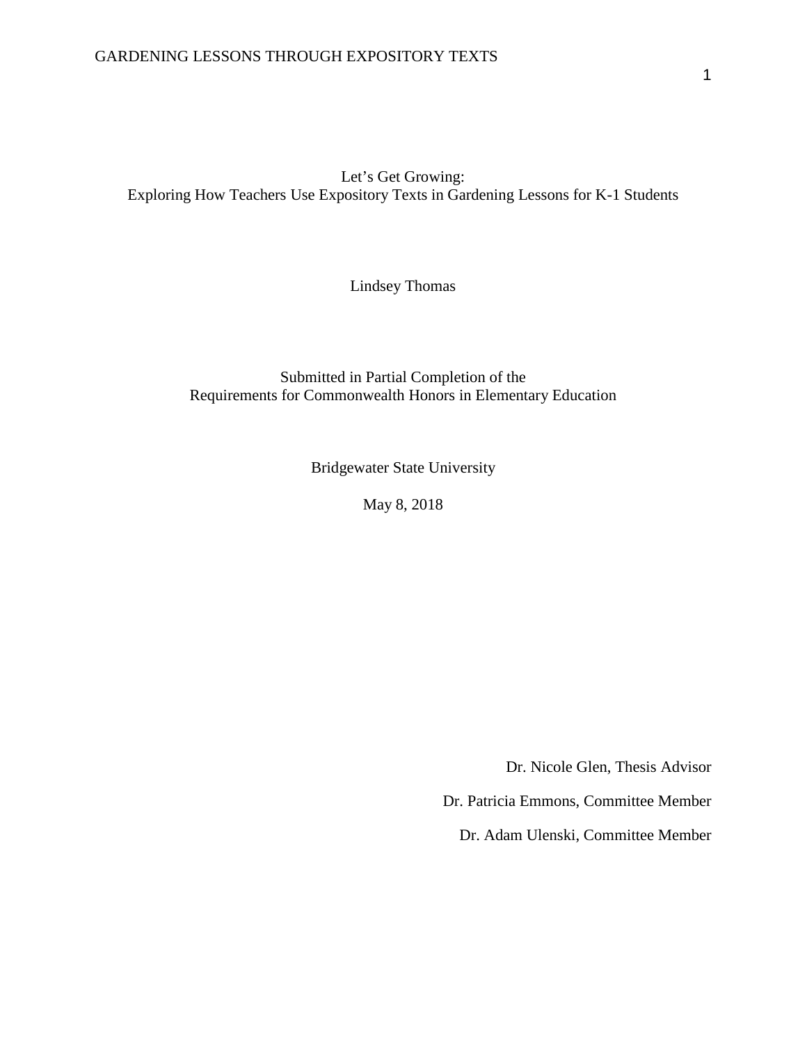# Let's Get Growing:
## Exploring How Teachers Use Expository Texts in Gardening Lessons for K-1 Students

Lindsey Thomas

Submitted in Partial Completion of the
Requirements for Commonwealth Honors in Elementary Education

Bridgewater State University

May 8, 2018

Dr. Nicole Glen, Thesis Advisor

Dr. Patricia Emmons, Committee Member

Dr. Adam Ulenski, Committee Member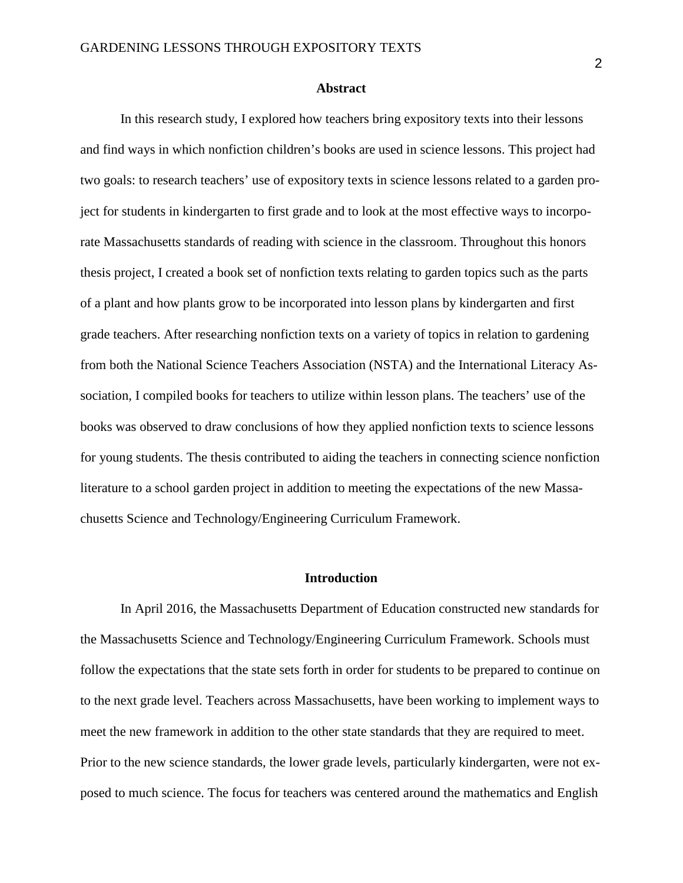## Abstract

In this research study, I explored how teachers bring expository texts into their lessons and find ways in which nonfiction children's books are used in science lessons. This project had two goals: to research teachers' use of expository texts in science lessons related to a garden project for students in kindergarten to first grade and to look at the most effective ways to incorporate Massachusetts standards of reading with science in the classroom. Throughout this honors thesis project, I created a book set of nonfiction texts relating to garden topics such as the parts of a plant and how plants grow to be incorporated into lesson plans by kindergarten and first grade teachers. After researching nonfiction texts on a variety of topics in relation to gardening from both the National Science Teachers Association (NSTA) and the International Literacy Association, I compiled books for teachers to utilize within lesson plans. The teachers' use of the books was observed to draw conclusions of how they applied nonfiction texts to science lessons for young students. The thesis contributed to aiding the teachers in connecting science nonfiction literature to a school garden project in addition to meeting the expectations of the new Massachusetts Science and Technology/Engineering Curriculum Framework.

## Introduction

In April 2016, the Massachusetts Department of Education constructed new standards for the Massachusetts Science and Technology/Engineering Curriculum Framework. Schools must follow the expectations that the state sets forth in order for students to be prepared to continue on to the next grade level. Teachers across Massachusetts, have been working to implement ways to meet the new framework in addition to the other state standards that they are required to meet. Prior to the new science standards, the lower grade levels, particularly kindergarten, were not exposed to much science. The focus for teachers was centered around the mathematics and English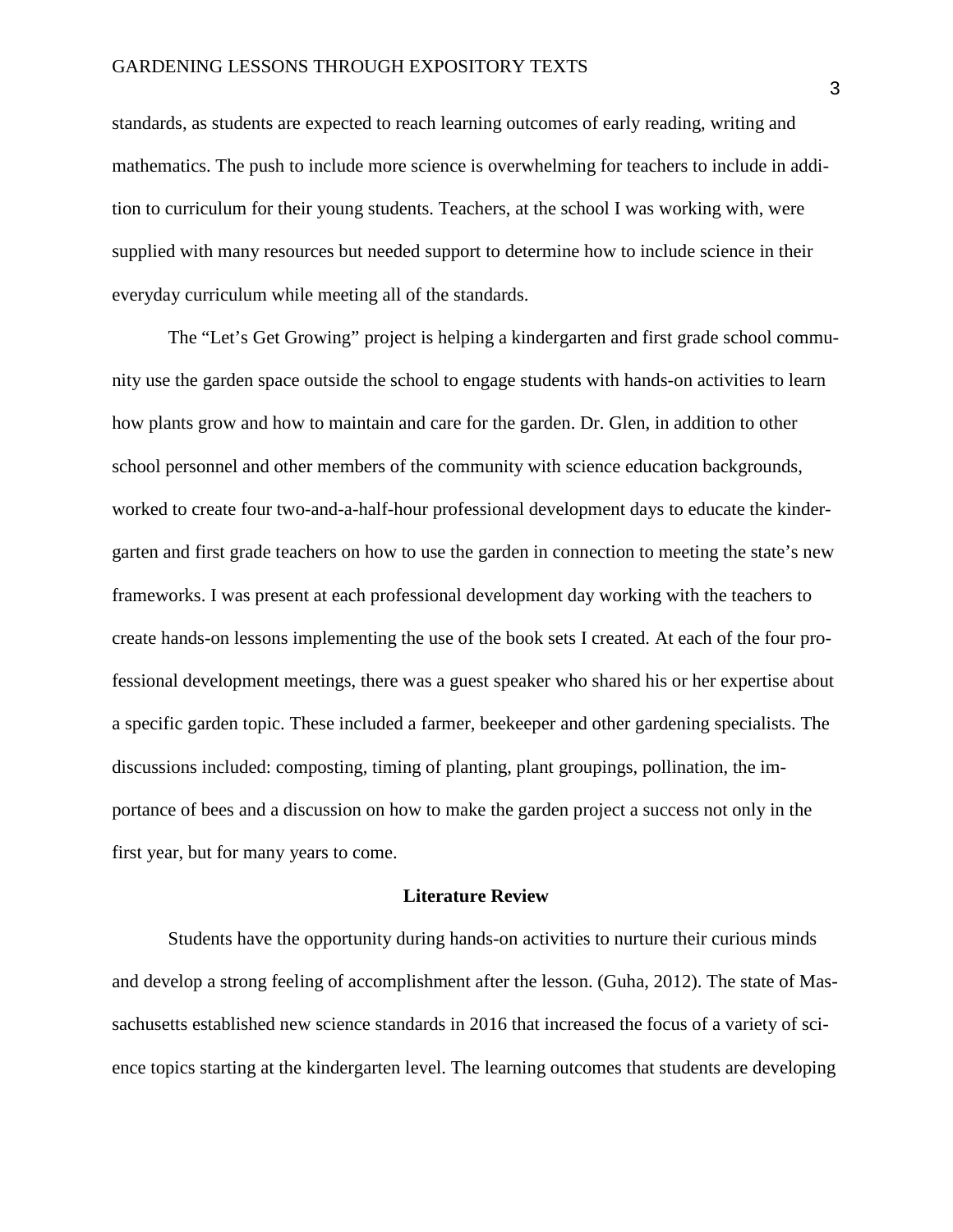standards, as students are expected to reach learning outcomes of early reading, writing and mathematics. The push to include more science is overwhelming for teachers to include in addition to curriculum for their young students. Teachers, at the school I was working with, were supplied with many resources but needed support to determine how to include science in their everyday curriculum while meeting all of the standards.

The "Let's Get Growing" project is helping a kindergarten and first grade school community use the garden space outside the school to engage students with hands-on activities to learn how plants grow and how to maintain and care for the garden. Dr. Glen, in addition to other school personnel and other members of the community with science education backgrounds, worked to create four two-and-a-half-hour professional development days to educate the kindergarten and first grade teachers on how to use the garden in connection to meeting the state's new frameworks. I was present at each professional development day working with the teachers to create hands-on lessons implementing the use of the book sets I created. At each of the four professional development meetings, there was a guest speaker who shared his or her expertise about a specific garden topic. These included a farmer, beekeeper and other gardening specialists. The discussions included: composting, timing of planting, plant groupings, pollination, the importance of bees and a discussion on how to make the garden project a success not only in the first year, but for many years to come.

## Literature Review

Students have the opportunity during hands-on activities to nurture their curious minds and develop a strong feeling of accomplishment after the lesson. (Guha, 2012). The state of Massachusetts established new science standards in 2016 that increased the focus of a variety of science topics starting at the kindergarten level. The learning outcomes that students are developing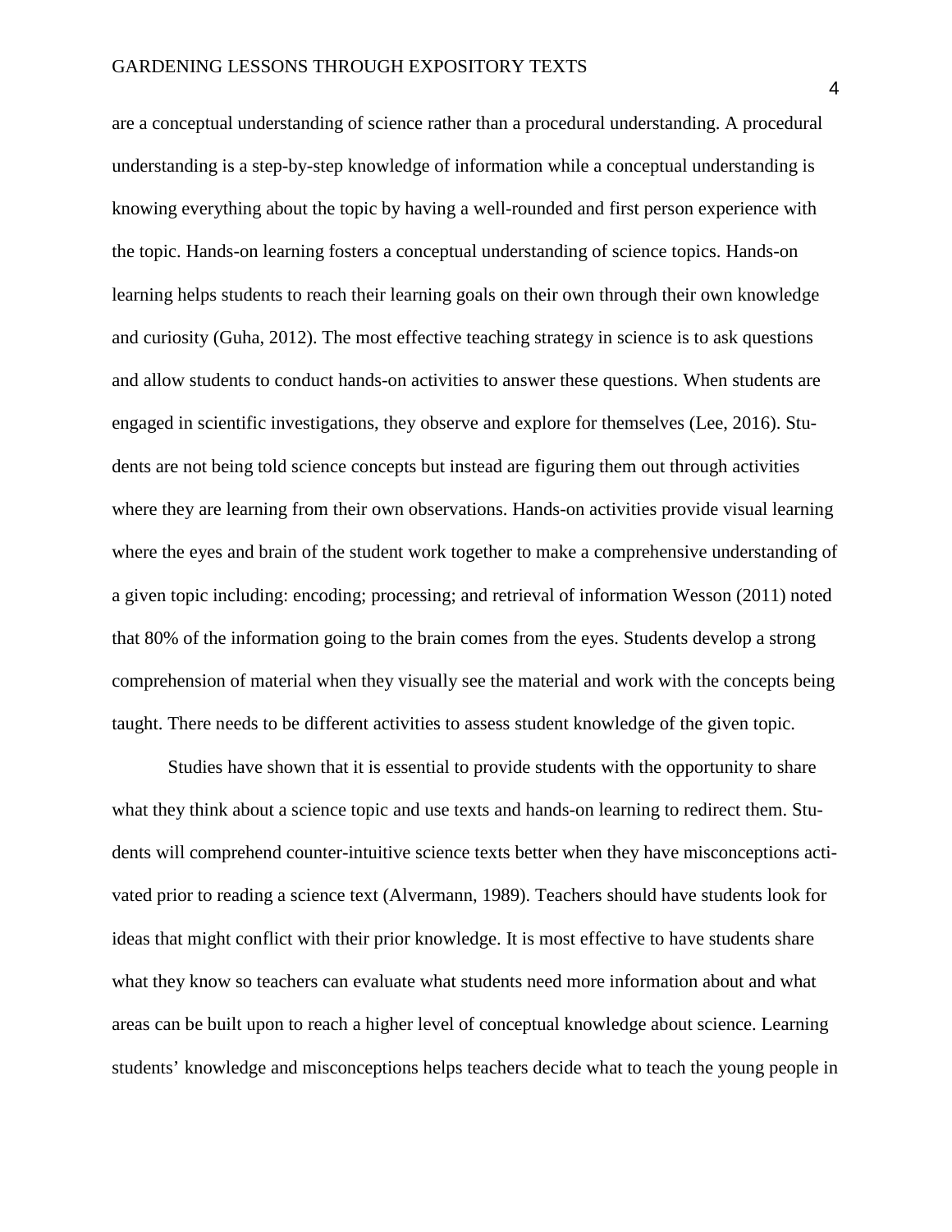are a conceptual understanding of science rather than a procedural understanding. A procedural understanding is a step-by-step knowledge of information while a conceptual understanding is knowing everything about the topic by having a well-rounded and first person experience with the topic. Hands-on learning fosters a conceptual understanding of science topics. Hands-on learning helps students to reach their learning goals on their own through their own knowledge and curiosity (Guha, 2012). The most effective teaching strategy in science is to ask questions and allow students to conduct hands-on activities to answer these questions. When students are engaged in scientific investigations, they observe and explore for themselves (Lee, 2016). Students are not being told science concepts but instead are figuring them out through activities where they are learning from their own observations. Hands-on activities provide visual learning where the eyes and brain of the student work together to make a comprehensive understanding of a given topic including: encoding; processing; and retrieval of information Wesson (2011) noted that 80% of the information going to the brain comes from the eyes. Students develop a strong comprehension of material when they visually see the material and work with the concepts being taught. There needs to be different activities to assess student knowledge of the given topic.

Studies have shown that it is essential to provide students with the opportunity to share what they think about a science topic and use texts and hands-on learning to redirect them. Students will comprehend counter-intuitive science texts better when they have misconceptions activated prior to reading a science text (Alvermann, 1989). Teachers should have students look for ideas that might conflict with their prior knowledge. It is most effective to have students share what they know so teachers can evaluate what students need more information about and what areas can be built upon to reach a higher level of conceptual knowledge about science. Learning students' knowledge and misconceptions helps teachers decide what to teach the young people in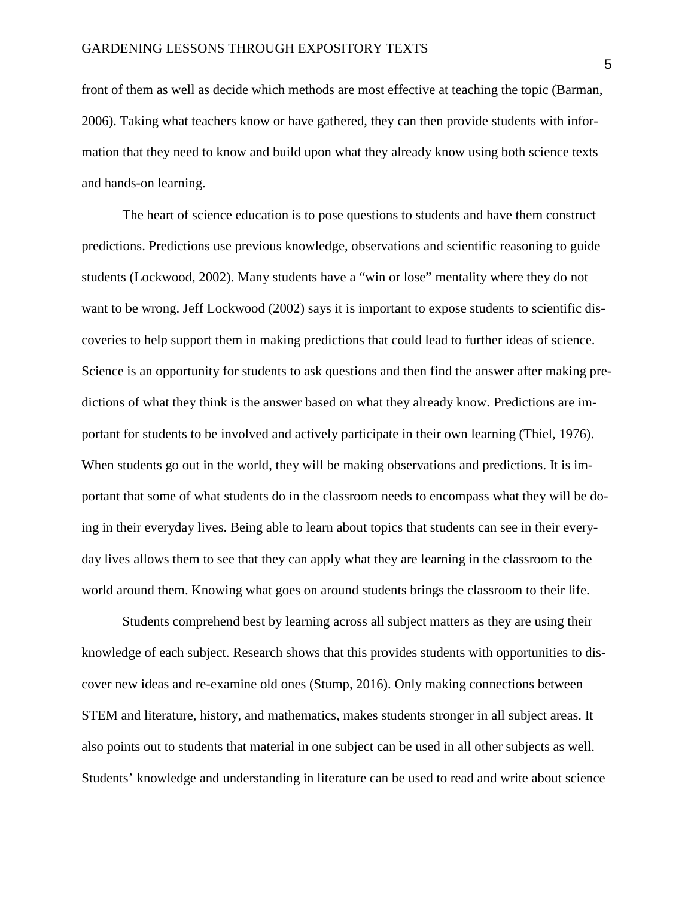front of them as well as decide which methods are most effective at teaching the topic (Barman, 2006). Taking what teachers know or have gathered, they can then provide students with information that they need to know and build upon what they already know using both science texts and hands-on learning.

The heart of science education is to pose questions to students and have them construct predictions. Predictions use previous knowledge, observations and scientific reasoning to guide students (Lockwood, 2002). Many students have a “win or lose” mentality where they do not want to be wrong. Jeff Lockwood (2002) says it is important to expose students to scientific discoveries to help support them in making predictions that could lead to further ideas of science. Science is an opportunity for students to ask questions and then find the answer after making predictions of what they think is the answer based on what they already know. Predictions are important for students to be involved and actively participate in their own learning (Thiel, 1976). When students go out in the world, they will be making observations and predictions. It is important that some of what students do in the classroom needs to encompass what they will be doing in their everyday lives. Being able to learn about topics that students can see in their everyday lives allows them to see that they can apply what they are learning in the classroom to the world around them. Knowing what goes on around students brings the classroom to their life.

Students comprehend best by learning across all subject matters as they are using their knowledge of each subject. Research shows that this provides students with opportunities to discover new ideas and re-examine old ones (Stump, 2016). Only making connections between STEM and literature, history, and mathematics, makes students stronger in all subject areas. It also points out to students that material in one subject can be used in all other subjects as well. Students’ knowledge and understanding in literature can be used to read and write about science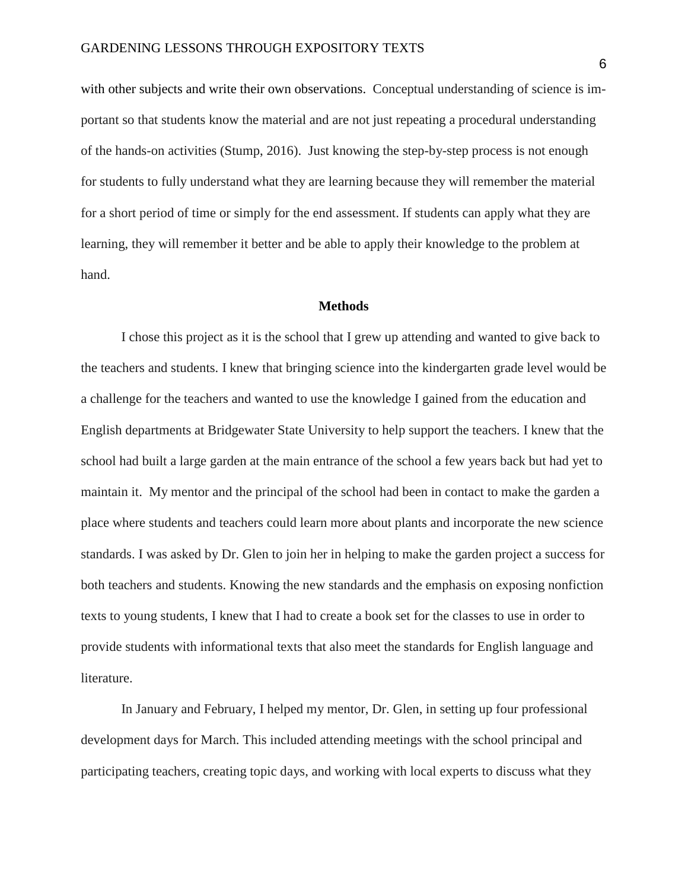with other subjects and write their own observations. Conceptual understanding of science is important so that students know the material and are not just repeating a procedural understanding of the hands-on activities (Stump, 2016). Just knowing the step-by-step process is not enough for students to fully understand what they are learning because they will remember the material for a short period of time or simply for the end assessment. If students can apply what they are learning, they will remember it better and be able to apply their knowledge to the problem at hand.

## Methods

I chose this project as it is the school that I grew up attending and wanted to give back to the teachers and students. I knew that bringing science into the kindergarten grade level would be a challenge for the teachers and wanted to use the knowledge I gained from the education and English departments at Bridgewater State University to help support the teachers. I knew that the school had built a large garden at the main entrance of the school a few years back but had yet to maintain it. My mentor and the principal of the school had been in contact to make the garden a place where students and teachers could learn more about plants and incorporate the new science standards. I was asked by Dr. Glen to join her in helping to make the garden project a success for both teachers and students. Knowing the new standards and the emphasis on exposing nonfiction texts to young students, I knew that I had to create a book set for the classes to use in order to provide students with informational texts that also meet the standards for English language and literature.

In January and February, I helped my mentor, Dr. Glen, in setting up four professional development days for March. This included attending meetings with the school principal and participating teachers, creating topic days, and working with local experts to discuss what they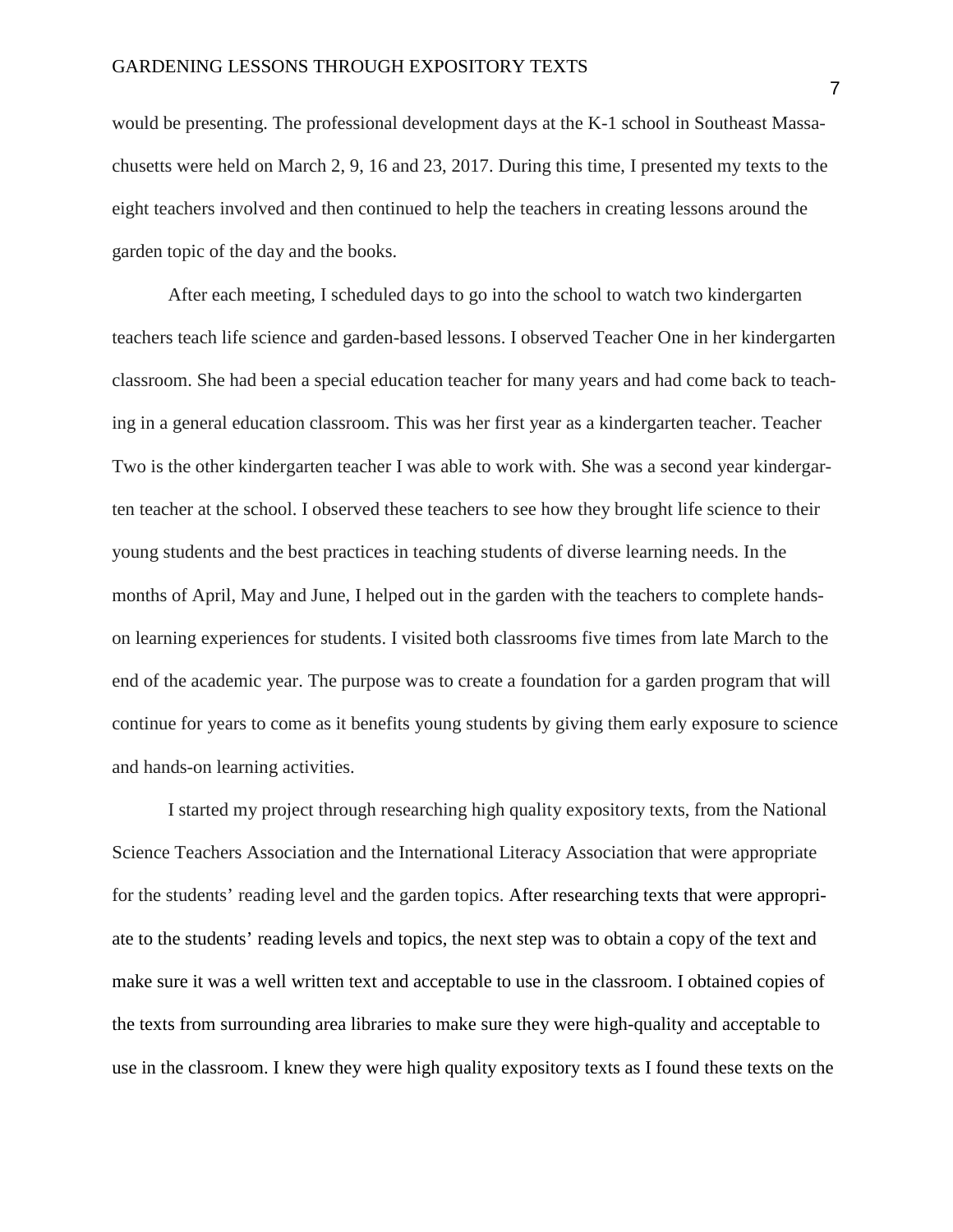would be presenting. The professional development days at the K-1 school in Southeast Massachusetts were held on March 2, 9, 16 and 23, 2017. During this time, I presented my texts to the eight teachers involved and then continued to help the teachers in creating lessons around the garden topic of the day and the books.

After each meeting, I scheduled days to go into the school to watch two kindergarten teachers teach life science and garden-based lessons. I observed Teacher One in her kindergarten classroom. She had been a special education teacher for many years and had come back to teaching in a general education classroom. This was her first year as a kindergarten teacher. Teacher Two is the other kindergarten teacher I was able to work with. She was a second year kindergarten teacher at the school. I observed these teachers to see how they brought life science to their young students and the best practices in teaching students of diverse learning needs. In the months of April, May and June, I helped out in the garden with the teachers to complete hands-on learning experiences for students. I visited both classrooms five times from late March to the end of the academic year. The purpose was to create a foundation for a garden program that will continue for years to come as it benefits young students by giving them early exposure to science and hands-on learning activities.

I started my project through researching high quality expository texts, from the National Science Teachers Association and the International Literacy Association that were appropriate for the students' reading level and the garden topics. After researching texts that were appropriate to the students' reading levels and topics, the next step was to obtain a copy of the text and make sure it was a well written text and acceptable to use in the classroom. I obtained copies of the texts from surrounding area libraries to make sure they were high-quality and acceptable to use in the classroom. I knew they were high quality expository texts as I found these texts on the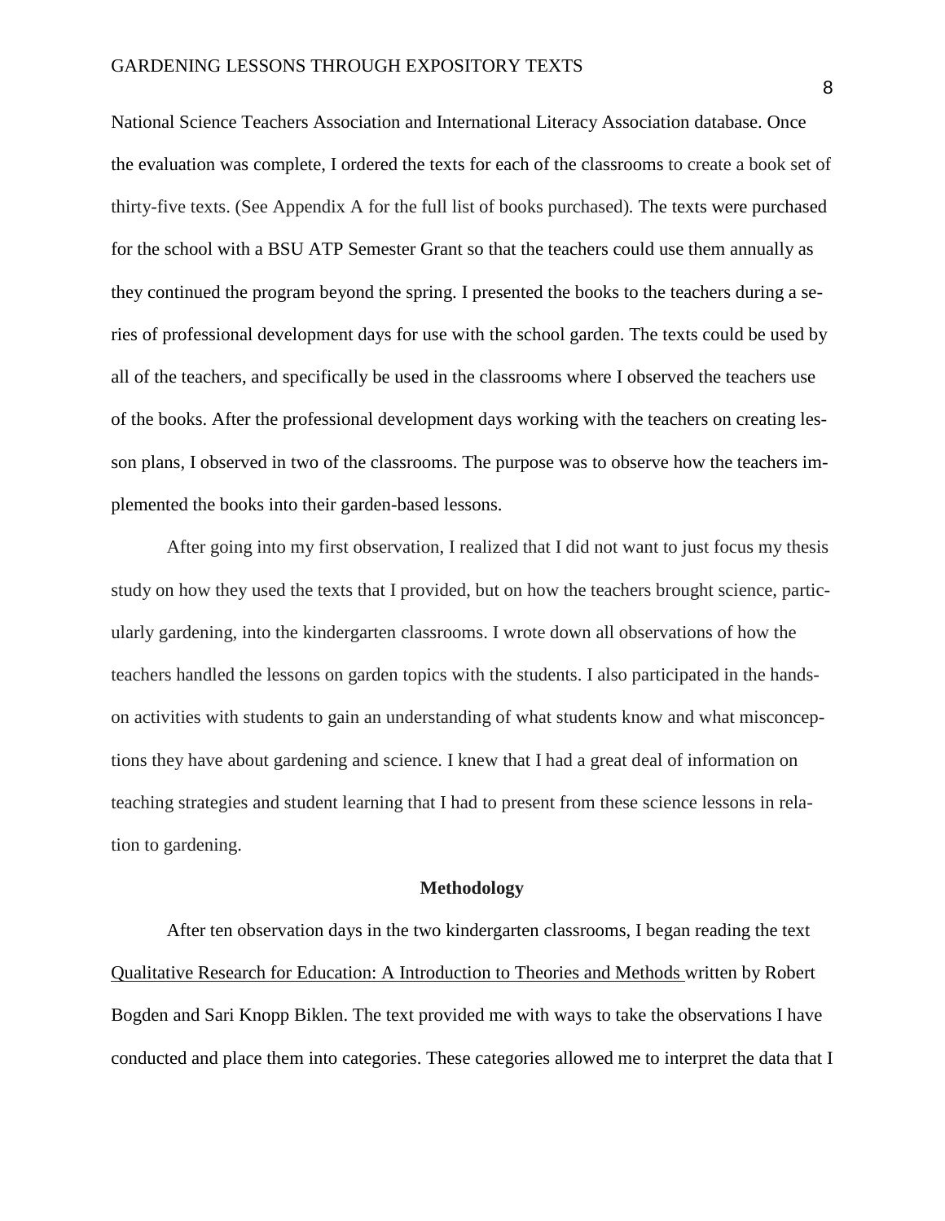National Science Teachers Association and International Literacy Association database. Once the evaluation was complete, I ordered the texts for each of the classrooms to create a book set of thirty-five texts. (See Appendix A for the full list of books purchased). The texts were purchased for the school with a BSU ATP Semester Grant so that the teachers could use them annually as they continued the program beyond the spring. I presented the books to the teachers during a series of professional development days for use with the school garden. The texts could be used by all of the teachers, and specifically be used in the classrooms where I observed the teachers use of the books. After the professional development days working with the teachers on creating lesson plans, I observed in two of the classrooms. The purpose was to observe how the teachers implemented the books into their garden-based lessons.

After going into my first observation, I realized that I did not want to just focus my thesis study on how they used the texts that I provided, but on how the teachers brought science, particularly gardening, into the kindergarten classrooms. I wrote down all observations of how the teachers handled the lessons on garden topics with the students. I also participated in the hands-on activities with students to gain an understanding of what students know and what misconceptions they have about gardening and science. I knew that I had a great deal of information on teaching strategies and student learning that I had to present from these science lessons in relation to gardening.

## Methodology

After ten observation days in the two kindergarten classrooms, I began reading the text Qualitative Research for Education: A Introduction to Theories and Methods written by Robert Bogden and Sari Knopp Biklen. The text provided me with ways to take the observations I have conducted and place them into categories. These categories allowed me to interpret the data that I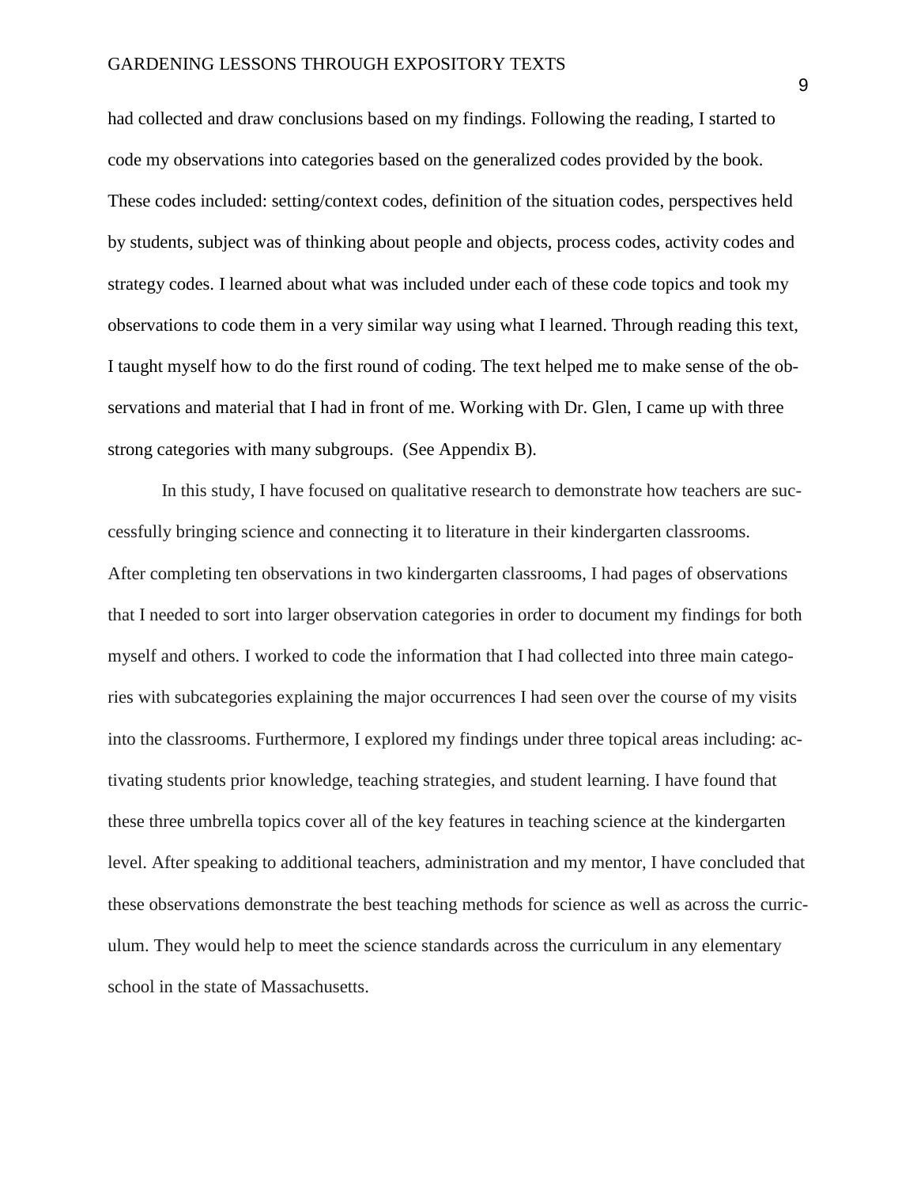had collected and draw conclusions based on my findings. Following the reading, I started to code my observations into categories based on the generalized codes provided by the book. These codes included: setting/context codes, definition of the situation codes, perspectives held by students, subject was of thinking about people and objects, process codes, activity codes and strategy codes. I learned about what was included under each of these code topics and took my observations to code them in a very similar way using what I learned. Through reading this text, I taught myself how to do the first round of coding. The text helped me to make sense of the observations and material that I had in front of me. Working with Dr. Glen, I came up with three strong categories with many subgroups. (See Appendix B).

In this study, I have focused on qualitative research to demonstrate how teachers are successfully bringing science and connecting it to literature in their kindergarten classrooms. After completing ten observations in two kindergarten classrooms, I had pages of observations that I needed to sort into larger observation categories in order to document my findings for both myself and others. I worked to code the information that I had collected into three main categories with subcategories explaining the major occurrences I had seen over the course of my visits into the classrooms. Furthermore, I explored my findings under three topical areas including: activating students prior knowledge, teaching strategies, and student learning. I have found that these three umbrella topics cover all of the key features in teaching science at the kindergarten level. After speaking to additional teachers, administration and my mentor, I have concluded that these observations demonstrate the best teaching methods for science as well as across the curriculum. They would help to meet the science standards across the curriculum in any elementary school in the state of Massachusetts.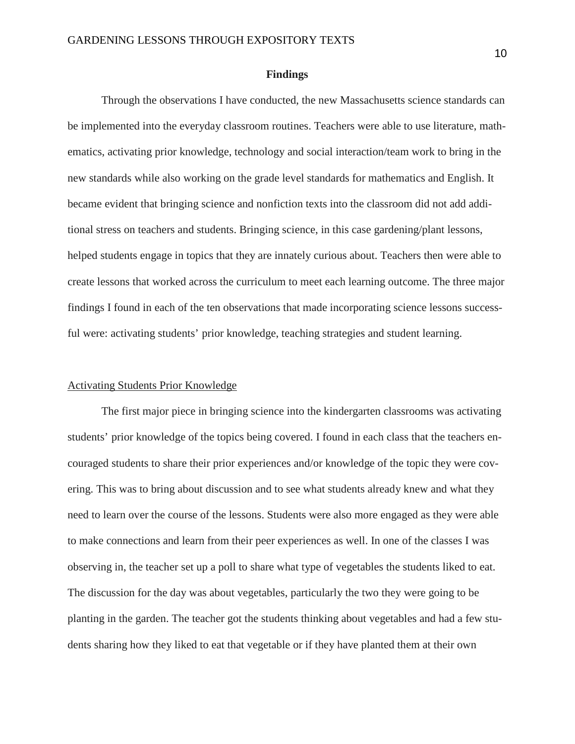## Findings

Through the observations I have conducted, the new Massachusetts science standards can be implemented into the everyday classroom routines. Teachers were able to use literature, mathematics, activating prior knowledge, technology and social interaction/team work to bring in the new standards while also working on the grade level standards for mathematics and English. It became evident that bringing science and nonfiction texts into the classroom did not add additional stress on teachers and students. Bringing science, in this case gardening/plant lessons, helped students engage in topics that they are innately curious about. Teachers then were able to create lessons that worked across the curriculum to meet each learning outcome. The three major findings I found in each of the ten observations that made incorporating science lessons successful were: activating students' prior knowledge, teaching strategies and student learning.

### Activating Students Prior Knowledge

The first major piece in bringing science into the kindergarten classrooms was activating students' prior knowledge of the topics being covered. I found in each class that the teachers encouraged students to share their prior experiences and/or knowledge of the topic they were covering. This was to bring about discussion and to see what students already knew and what they need to learn over the course of the lessons. Students were also more engaged as they were able to make connections and learn from their peer experiences as well. In one of the classes I was observing in, the teacher set up a poll to share what type of vegetables the students liked to eat. The discussion for the day was about vegetables, particularly the two they were going to be planting in the garden. The teacher got the students thinking about vegetables and had a few students sharing how they liked to eat that vegetable or if they have planted them at their own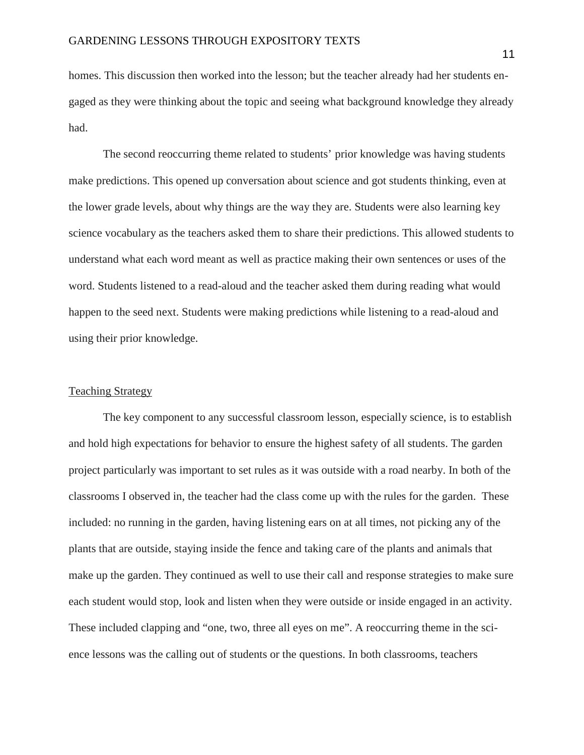homes. This discussion then worked into the lesson; but the teacher already had her students engaged as they were thinking about the topic and seeing what background knowledge they already had.

The second reoccurring theme related to students' prior knowledge was having students make predictions. This opened up conversation about science and got students thinking, even at the lower grade levels, about why things are the way they are. Students were also learning key science vocabulary as the teachers asked them to share their predictions. This allowed students to understand what each word meant as well as practice making their own sentences or uses of the word. Students listened to a read-aloud and the teacher asked them during reading what would happen to the seed next. Students were making predictions while listening to a read-aloud and using their prior knowledge.

## Teaching Strategy

The key component to any successful classroom lesson, especially science, is to establish and hold high expectations for behavior to ensure the highest safety of all students. The garden project particularly was important to set rules as it was outside with a road nearby. In both of the classrooms I observed in, the teacher had the class come up with the rules for the garden. These included: no running in the garden, having listening ears on at all times, not picking any of the plants that are outside, staying inside the fence and taking care of the plants and animals that make up the garden. They continued as well to use their call and response strategies to make sure each student would stop, look and listen when they were outside or inside engaged in an activity. These included clapping and "one, two, three all eyes on me". A reoccurring theme in the science lessons was the calling out of students or the questions. In both classrooms, teachers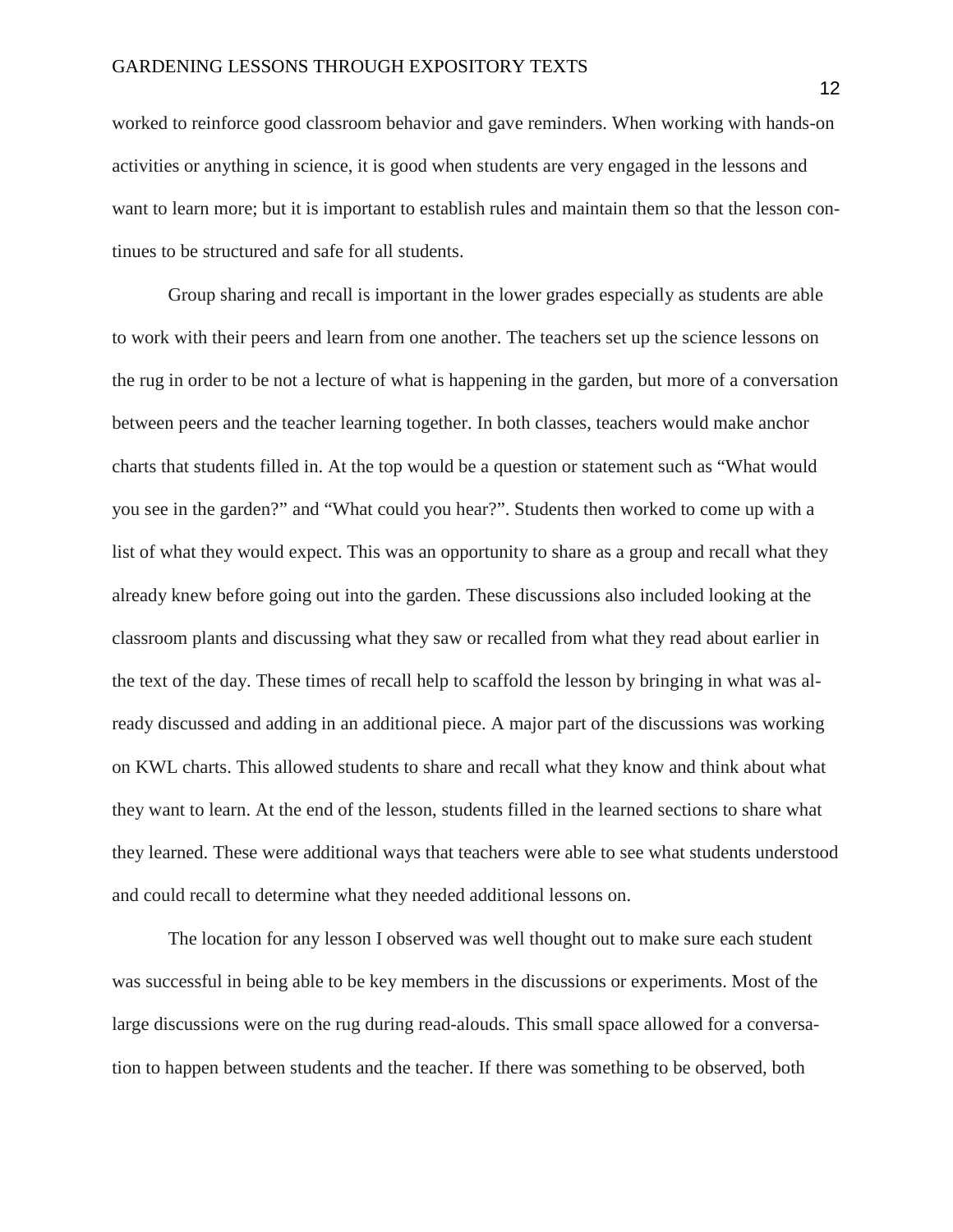worked to reinforce good classroom behavior and gave reminders. When working with hands-on activities or anything in science, it is good when students are very engaged in the lessons and want to learn more; but it is important to establish rules and maintain them so that the lesson continues to be structured and safe for all students.

Group sharing and recall is important in the lower grades especially as students are able to work with their peers and learn from one another. The teachers set up the science lessons on the rug in order to be not a lecture of what is happening in the garden, but more of a conversation between peers and the teacher learning together. In both classes, teachers would make anchor charts that students filled in. At the top would be a question or statement such as "What would you see in the garden?" and "What could you hear?". Students then worked to come up with a list of what they would expect. This was an opportunity to share as a group and recall what they already knew before going out into the garden. These discussions also included looking at the classroom plants and discussing what they saw or recalled from what they read about earlier in the text of the day. These times of recall help to scaffold the lesson by bringing in what was already discussed and adding in an additional piece. A major part of the discussions was working on KWL charts. This allowed students to share and recall what they know and think about what they want to learn. At the end of the lesson, students filled in the learned sections to share what they learned. These were additional ways that teachers were able to see what students understood and could recall to determine what they needed additional lessons on.

The location for any lesson I observed was well thought out to make sure each student was successful in being able to be key members in the discussions or experiments. Most of the large discussions were on the rug during read-alouds. This small space allowed for a conversation to happen between students and the teacher. If there was something to be observed, both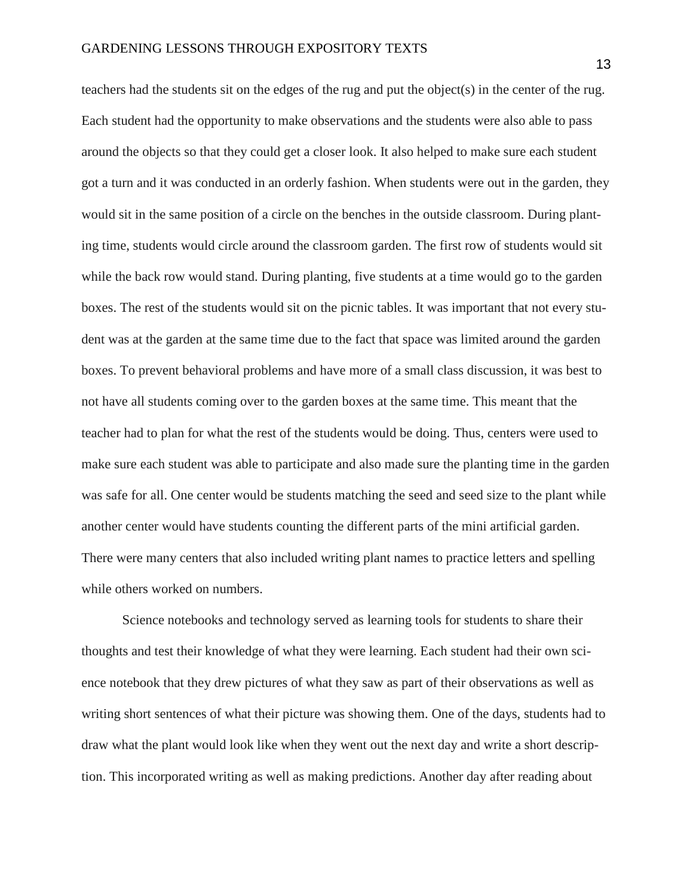teachers had the students sit on the edges of the rug and put the object(s) in the center of the rug. Each student had the opportunity to make observations and the students were also able to pass around the objects so that they could get a closer look. It also helped to make sure each student got a turn and it was conducted in an orderly fashion. When students were out in the garden, they would sit in the same position of a circle on the benches in the outside classroom. During planting time, students would circle around the classroom garden. The first row of students would sit while the back row would stand. During planting, five students at a time would go to the garden boxes. The rest of the students would sit on the picnic tables. It was important that not every student was at the garden at the same time due to the fact that space was limited around the garden boxes. To prevent behavioral problems and have more of a small class discussion, it was best to not have all students coming over to the garden boxes at the same time. This meant that the teacher had to plan for what the rest of the students would be doing. Thus, centers were used to make sure each student was able to participate and also made sure the planting time in the garden was safe for all. One center would be students matching the seed and seed size to the plant while another center would have students counting the different parts of the mini artificial garden. There were many centers that also included writing plant names to practice letters and spelling while others worked on numbers.

Science notebooks and technology served as learning tools for students to share their thoughts and test their knowledge of what they were learning. Each student had their own science notebook that they drew pictures of what they saw as part of their observations as well as writing short sentences of what their picture was showing them. One of the days, students had to draw what the plant would look like when they went out the next day and write a short description. This incorporated writing as well as making predictions. Another day after reading about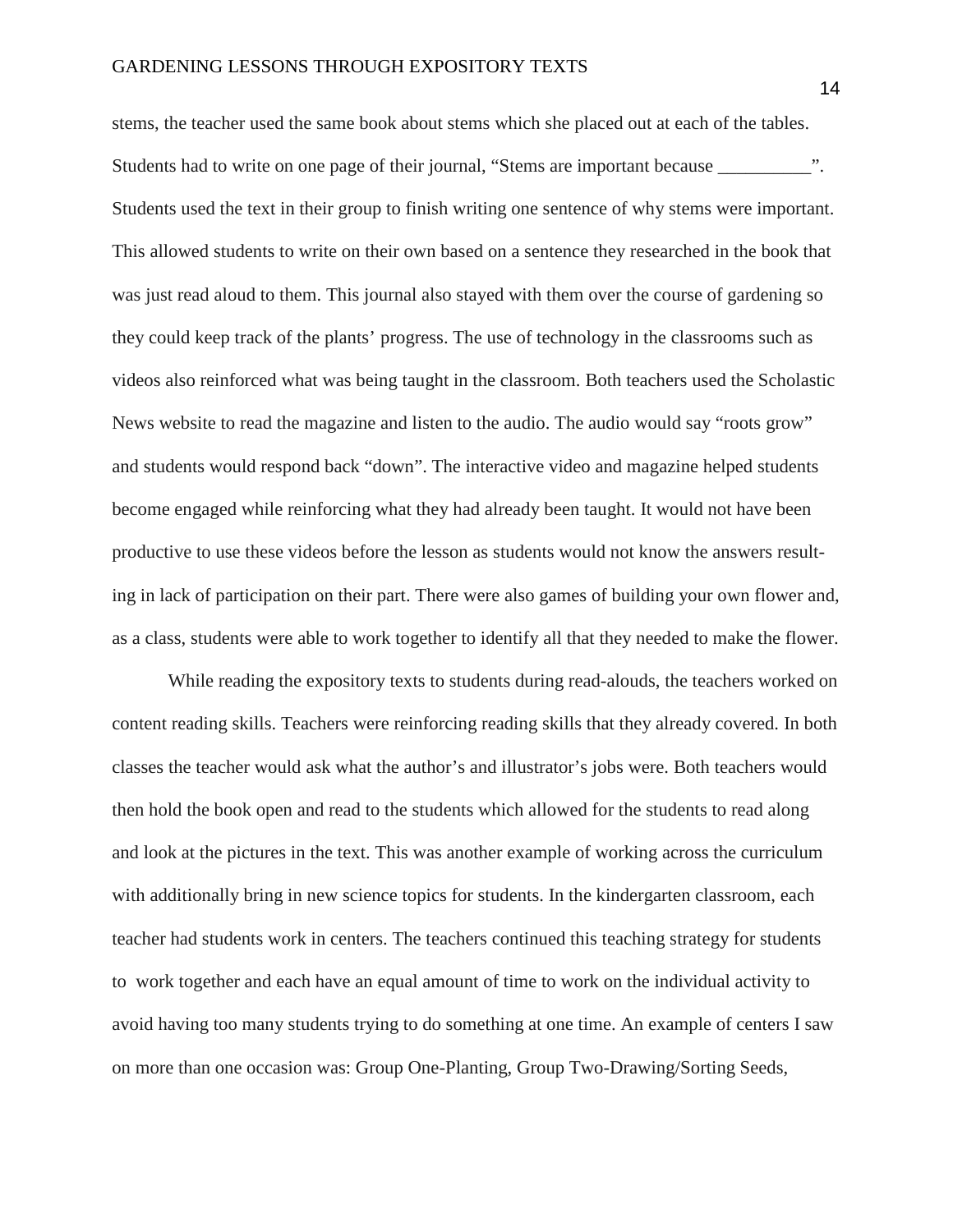stems, the teacher used the same book about stems which she placed out at each of the tables. Students had to write on one page of their journal, "Stems are important because __________". Students used the text in their group to finish writing one sentence of why stems were important. This allowed students to write on their own based on a sentence they researched in the book that was just read aloud to them. This journal also stayed with them over the course of gardening so they could keep track of the plants' progress. The use of technology in the classrooms such as videos also reinforced what was being taught in the classroom. Both teachers used the Scholastic News website to read the magazine and listen to the audio. The audio would say "roots grow" and students would respond back "down". The interactive video and magazine helped students become engaged while reinforcing what they had already been taught. It would not have been productive to use these videos before the lesson as students would not know the answers resulting in lack of participation on their part. There were also games of building your own flower and, as a class, students were able to work together to identify all that they needed to make the flower.

While reading the expository texts to students during read-alouds, the teachers worked on content reading skills. Teachers were reinforcing reading skills that they already covered. In both classes the teacher would ask what the author's and illustrator's jobs were. Both teachers would then hold the book open and read to the students which allowed for the students to read along and look at the pictures in the text. This was another example of working across the curriculum with additionally bring in new science topics for students. In the kindergarten classroom, each teacher had students work in centers. The teachers continued this teaching strategy for students to work together and each have an equal amount of time to work on the individual activity to avoid having too many students trying to do something at one time. An example of centers I saw on more than one occasion was: Group One-Planting, Group Two-Drawing/Sorting Seeds,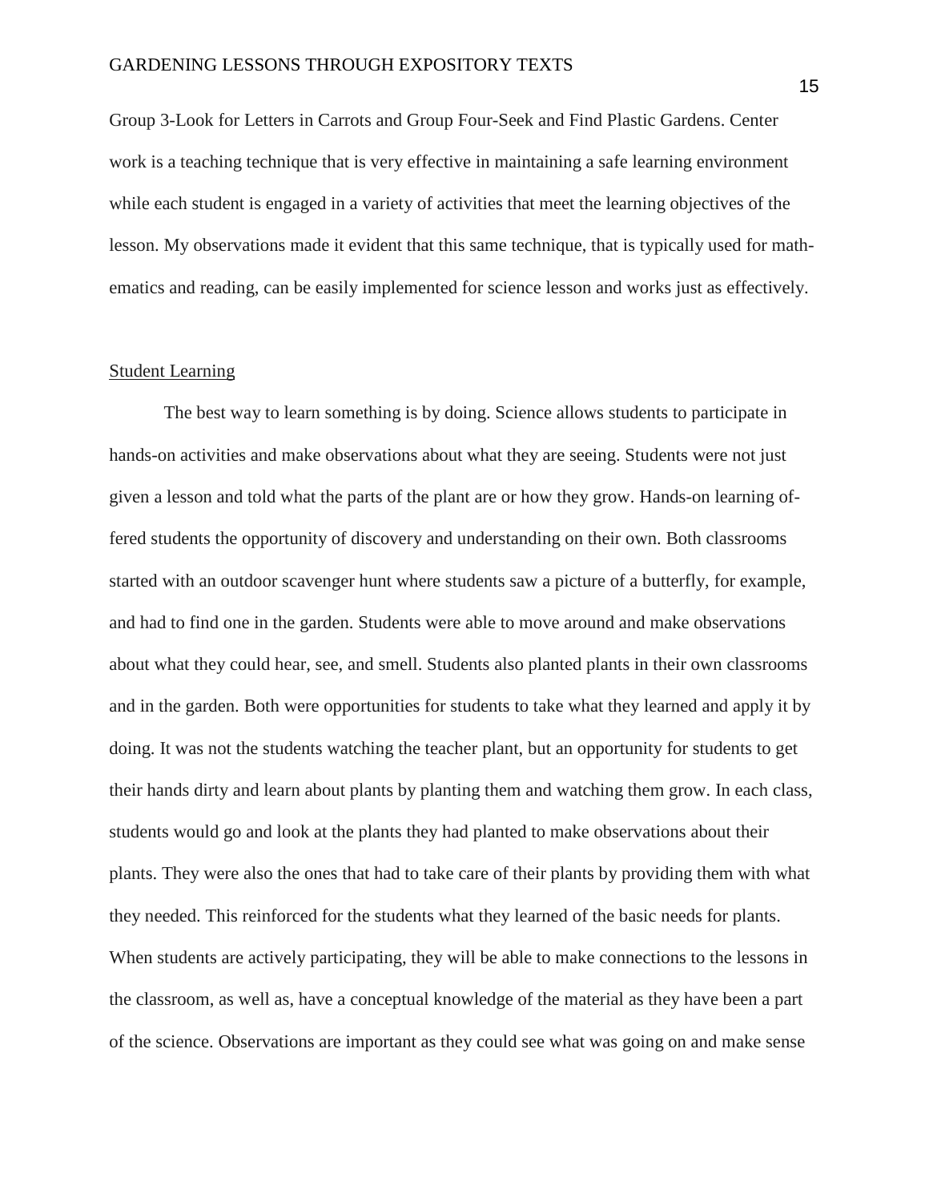Group 3-Look for Letters in Carrots and Group Four-Seek and Find Plastic Gardens. Center work is a teaching technique that is very effective in maintaining a safe learning environment while each student is engaged in a variety of activities that meet the learning objectives of the lesson. My observations made it evident that this same technique, that is typically used for mathematics and reading, can be easily implemented for science lesson and works just as effectively.

<u>Student Learning</u>

The best way to learn something is by doing. Science allows students to participate in hands-on activities and make observations about what they are seeing. Students were not just given a lesson and told what the parts of the plant are or how they grow. Hands-on learning offered students the opportunity of discovery and understanding on their own. Both classrooms started with an outdoor scavenger hunt where students saw a picture of a butterfly, for example, and had to find one in the garden. Students were able to move around and make observations about what they could hear, see, and smell. Students also planted plants in their own classrooms and in the garden. Both were opportunities for students to take what they learned and apply it by doing. It was not the students watching the teacher plant, but an opportunity for students to get their hands dirty and learn about plants by planting them and watching them grow. In each class, students would go and look at the plants they had planted to make observations about their plants. They were also the ones that had to take care of their plants by providing them with what they needed. This reinforced for the students what they learned of the basic needs for plants. When students are actively participating, they will be able to make connections to the lessons in the classroom, as well as, have a conceptual knowledge of the material as they have been a part of the science. Observations are important as they could see what was going on and make sense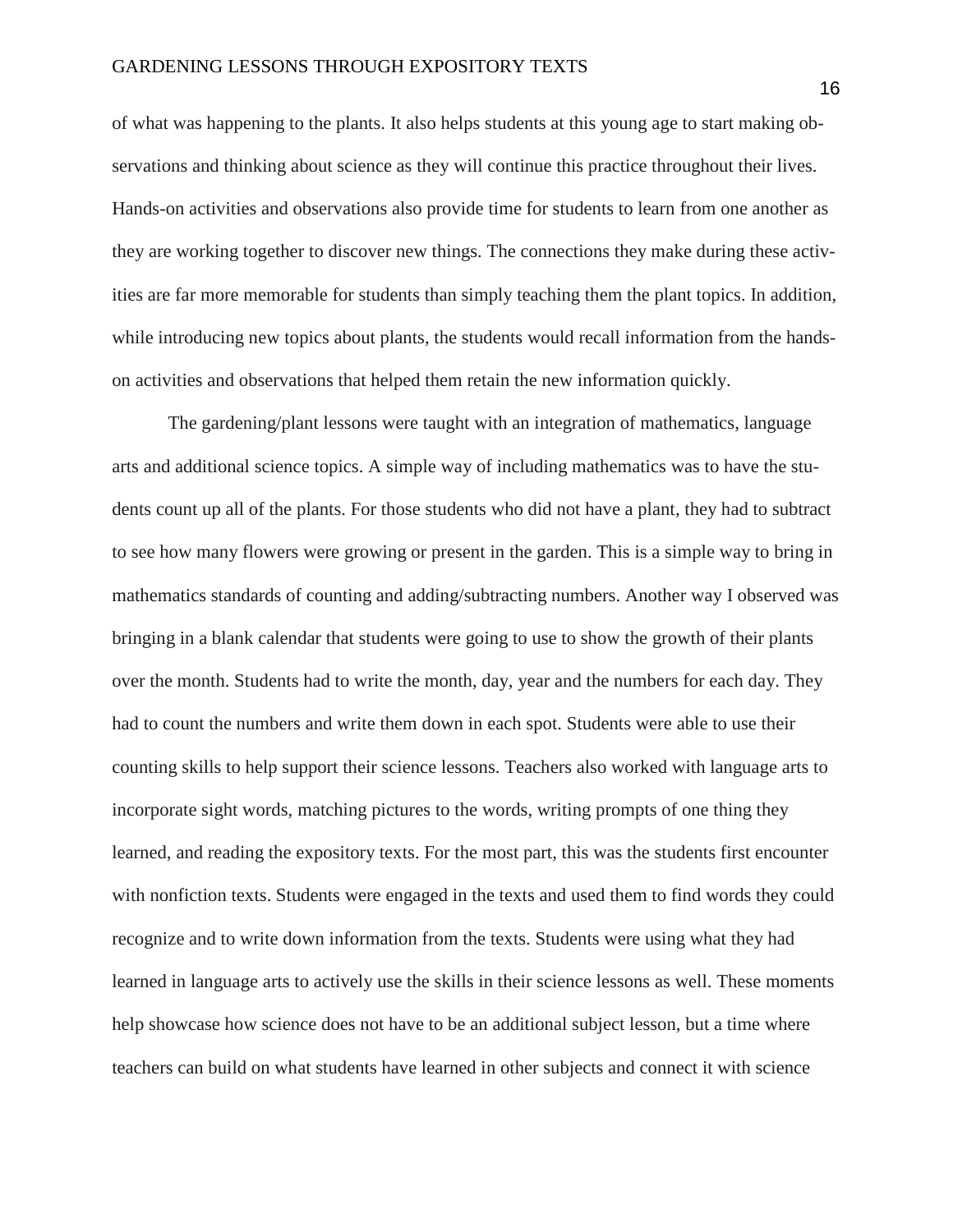of what was happening to the plants. It also helps students at this young age to start making observations and thinking about science as they will continue this practice throughout their lives. Hands-on activities and observations also provide time for students to learn from one another as they are working together to discover new things. The connections they make during these activities are far more memorable for students than simply teaching them the plant topics. In addition, while introducing new topics about plants, the students would recall information from the hands-on activities and observations that helped them retain the new information quickly.

The gardening/plant lessons were taught with an integration of mathematics, language arts and additional science topics. A simple way of including mathematics was to have the students count up all of the plants. For those students who did not have a plant, they had to subtract to see how many flowers were growing or present in the garden. This is a simple way to bring in mathematics standards of counting and adding/subtracting numbers. Another way I observed was bringing in a blank calendar that students were going to use to show the growth of their plants over the month. Students had to write the month, day, year and the numbers for each day. They had to count the numbers and write them down in each spot. Students were able to use their counting skills to help support their science lessons. Teachers also worked with language arts to incorporate sight words, matching pictures to the words, writing prompts of one thing they learned, and reading the expository texts. For the most part, this was the students first encounter with nonfiction texts. Students were engaged in the texts and used them to find words they could recognize and to write down information from the texts. Students were using what they had learned in language arts to actively use the skills in their science lessons as well. These moments help showcase how science does not have to be an additional subject lesson, but a time where teachers can build on what students have learned in other subjects and connect it with science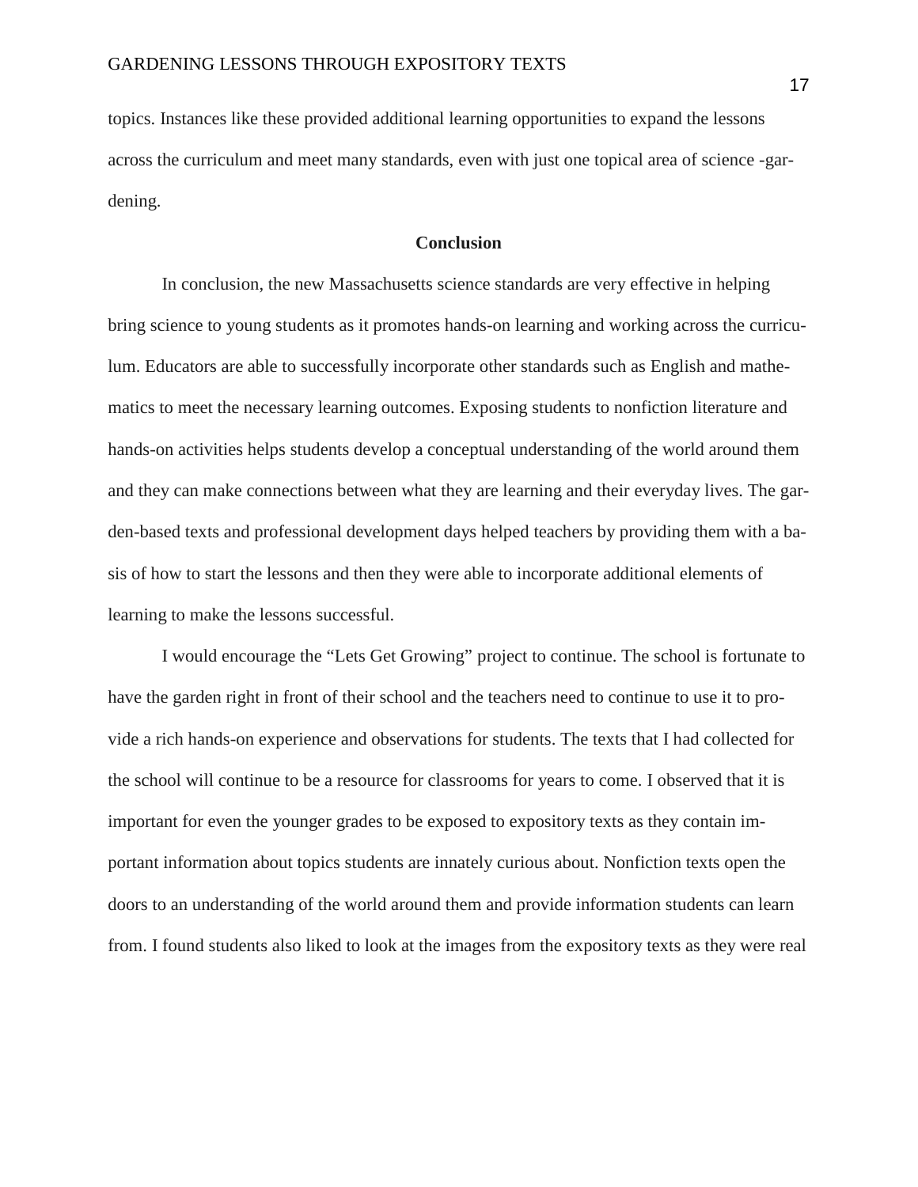topics. Instances like these provided additional learning opportunities to expand the lessons across the curriculum and meet many standards, even with just one topical area of science -gardening.

## Conclusion

In conclusion, the new Massachusetts science standards are very effective in helping bring science to young students as it promotes hands-on learning and working across the curriculum. Educators are able to successfully incorporate other standards such as English and mathematics to meet the necessary learning outcomes. Exposing students to nonfiction literature and hands-on activities helps students develop a conceptual understanding of the world around them and they can make connections between what they are learning and their everyday lives. The garden-based texts and professional development days helped teachers by providing them with a basis of how to start the lessons and then they were able to incorporate additional elements of learning to make the lessons successful.

I would encourage the "Lets Get Growing" project to continue. The school is fortunate to have the garden right in front of their school and the teachers need to continue to use it to provide a rich hands-on experience and observations for students. The texts that I had collected for the school will continue to be a resource for classrooms for years to come. I observed that it is important for even the younger grades to be exposed to expository texts as they contain important information about topics students are innately curious about. Nonfiction texts open the doors to an understanding of the world around them and provide information students can learn from. I found students also liked to look at the images from the expository texts as they were real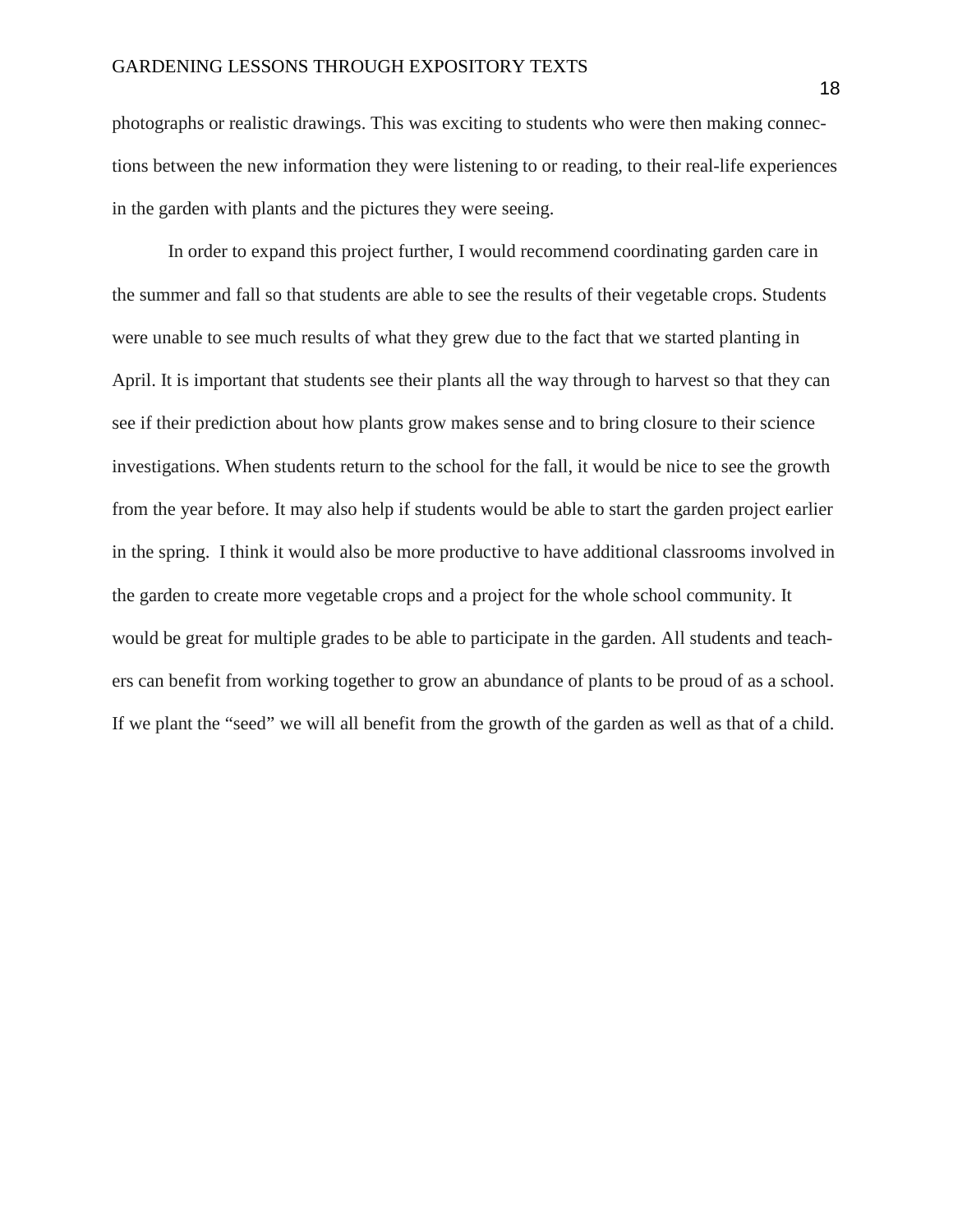photographs or realistic drawings. This was exciting to students who were then making connections between the new information they were listening to or reading, to their real-life experiences in the garden with plants and the pictures they were seeing.

In order to expand this project further, I would recommend coordinating garden care in the summer and fall so that students are able to see the results of their vegetable crops. Students were unable to see much results of what they grew due to the fact that we started planting in April. It is important that students see their plants all the way through to harvest so that they can see if their prediction about how plants grow makes sense and to bring closure to their science investigations. When students return to the school for the fall, it would be nice to see the growth from the year before. It may also help if students would be able to start the garden project earlier in the spring.  I think it would also be more productive to have additional classrooms involved in the garden to create more vegetable crops and a project for the whole school community. It would be great for multiple grades to be able to participate in the garden. All students and teachers can benefit from working together to grow an abundance of plants to be proud of as a school. If we plant the "seed" we will all benefit from the growth of the garden as well as that of a child.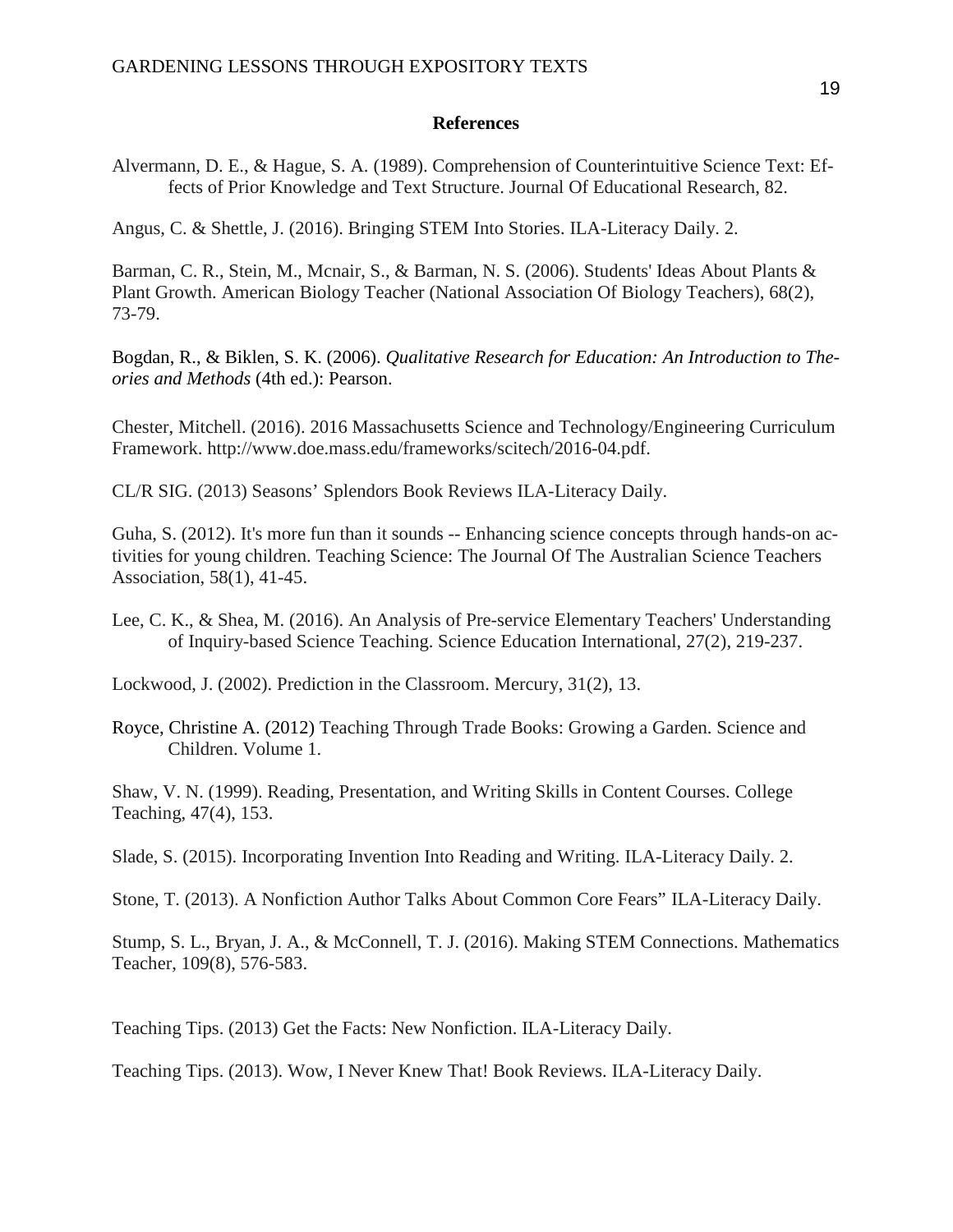# References

Alvermann, D. E., & Hague, S. A. (1989). Comprehension of Counterintuitive Science Text: Effects of Prior Knowledge and Text Structure. Journal Of Educational Research, 82.

Angus, C. & Shettle, J. (2016). Bringing STEM Into Stories. ILA-Literacy Daily. 2.

Barman, C. R., Stein, M., Mcnair, S., & Barman, N. S. (2006). Students' Ideas About Plants & Plant Growth. American Biology Teacher (National Association Of Biology Teachers), 68(2), 73-79.

Bogdan, R., & Biklen, S. K. (2006). *Qualitative Research for Education: An Introduction to Theories and Methods* (4th ed.): Pearson.

Chester, Mitchell. (2016). 2016 Massachusetts Science and Technology/Engineering Curriculum Framework. http://www.doe.mass.edu/frameworks/scitech/2016-04.pdf.

CL/R SIG. (2013) Seasons' Splendors Book Reviews ILA-Literacy Daily.

Guha, S. (2012). It's more fun than it sounds -- Enhancing science concepts through hands-on activities for young children. Teaching Science: The Journal Of The Australian Science Teachers Association, 58(1), 41-45.

Lee, C. K., & Shea, M. (2016). An Analysis of Pre-service Elementary Teachers' Understanding of Inquiry-based Science Teaching. Science Education International, 27(2), 219-237.

Lockwood, J. (2002). Prediction in the Classroom. Mercury, 31(2), 13.

Royce, Christine A. (2012) Teaching Through Trade Books: Growing a Garden. Science and Children. Volume 1.

Shaw, V. N. (1999). Reading, Presentation, and Writing Skills in Content Courses. College Teaching, 47(4), 153.

Slade, S. (2015). Incorporating Invention Into Reading and Writing. ILA-Literacy Daily. 2.

Stone, T. (2013). A Nonfiction Author Talks About Common Core Fears" ILA-Literacy Daily.

Stump, S. L., Bryan, J. A., & McConnell, T. J. (2016). Making STEM Connections. Mathematics Teacher, 109(8), 576-583.

Teaching Tips. (2013) Get the Facts: New Nonfiction. ILA-Literacy Daily.

Teaching Tips. (2013). Wow, I Never Knew That! Book Reviews. ILA-Literacy Daily.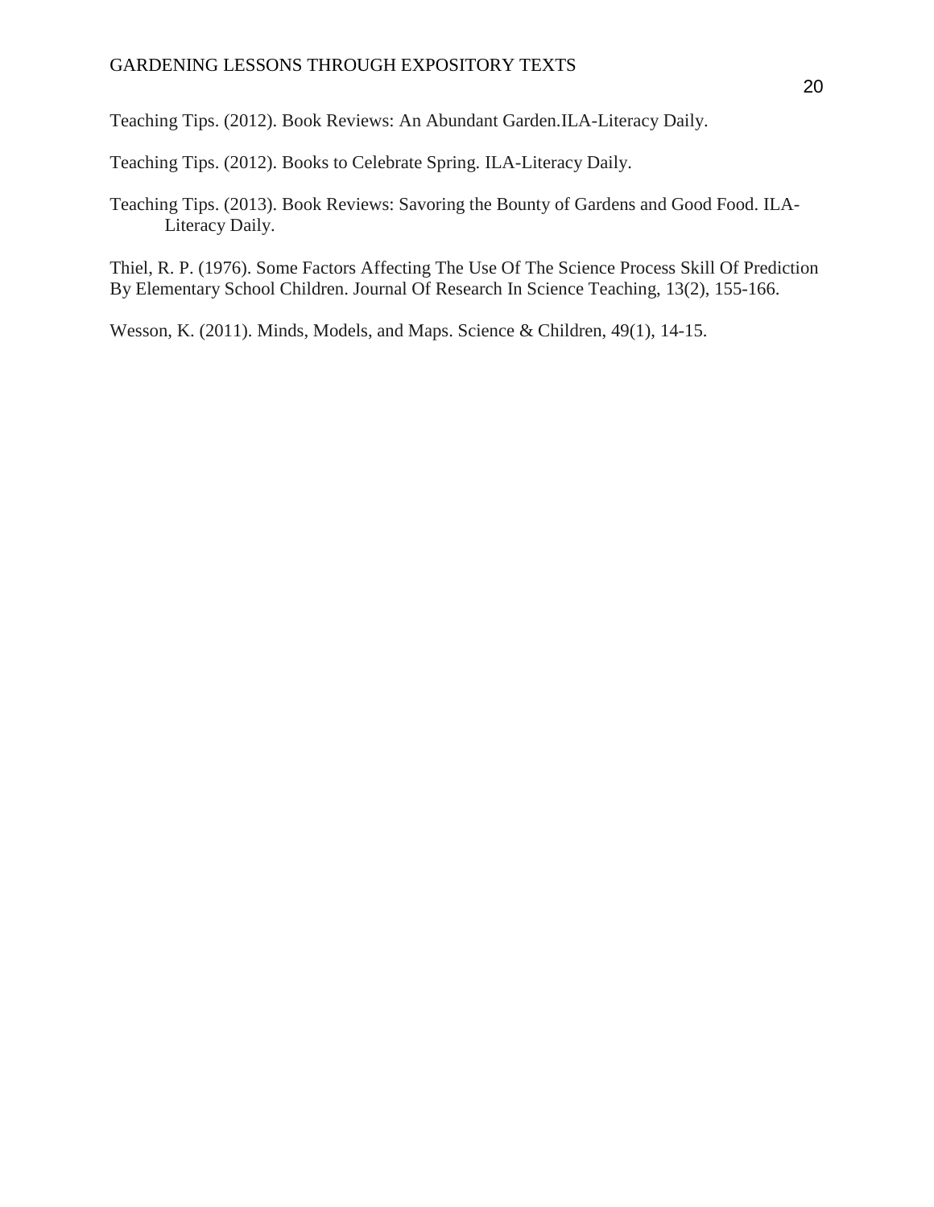Teaching Tips. (2012). Book Reviews: An Abundant Garden.ILA-Literacy Daily.

Teaching Tips. (2012). Books to Celebrate Spring. ILA-Literacy Daily.

Teaching Tips. (2013). Book Reviews: Savoring the Bounty of Gardens and Good Food. ILA-Literacy Daily.

Thiel, R. P. (1976). Some Factors Affecting The Use Of The Science Process Skill Of Prediction By Elementary School Children. Journal Of Research In Science Teaching, 13(2), 155-166.

Wesson, K. (2011). Minds, Models, and Maps. Science & Children, 49(1), 14-15.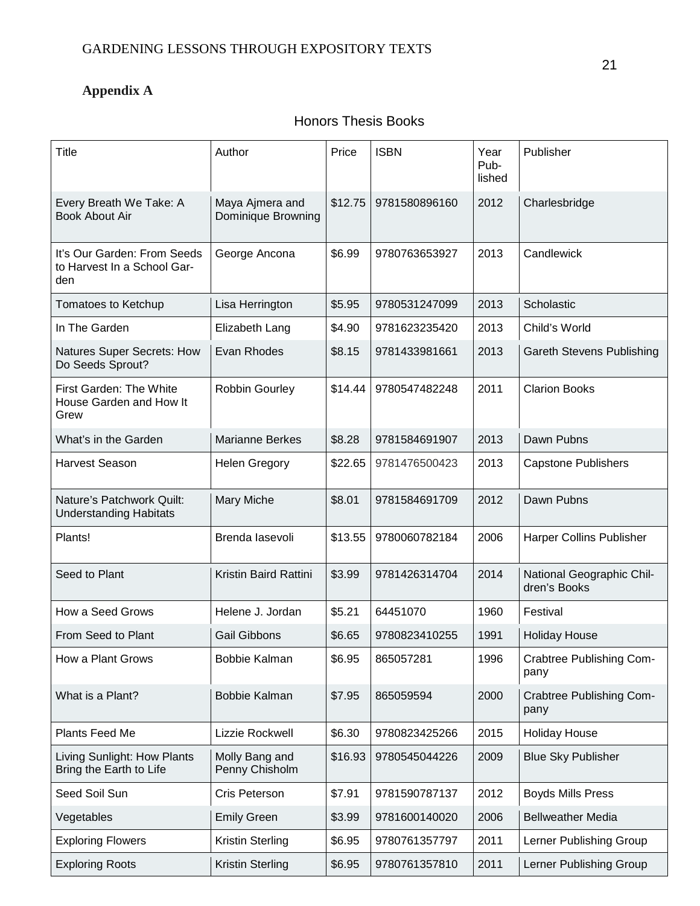## Appendix A

Honors Thesis Books

| Title | Author | Price | ISBN | Year Published | Publisher |
|---|---|---|---|---|---|
| Every Breath We Take: A Book About Air | Maya Ajmera and Dominique Browning | $12.75 | 9781580896160 | 2012 | Charlesbridge |
| It's Our Garden: From Seeds to Harvest In a School Garden | George Ancona | $6.99 | 9780763653927 | 2013 | Candlewick |
| Tomatoes to Ketchup | Lisa Herrington | $5.95 | 9780531247099 | 2013 | Scholastic |
| In The Garden | Elizabeth Lang | $4.90 | 9781623235420 | 2013 | Child's World |
| Natures Super Secrets: How Do Seeds Sprout? | Evan Rhodes | $8.15 | 9781433981661 | 2013 | Gareth Stevens Publishing |
| First Garden: The White House Garden and How It Grew | Robbin Gourley | $14.44 | 9780547482248 | 2011 | Clarion Books |
| What's in the Garden | Marianne Berkes | $8.28 | 9781584691907 | 2013 | Dawn Pubns |
| Harvest Season | Helen Gregory | $22.65 | 9781476500423 | 2013 | Capstone Publishers |
| Nature's Patchwork Quilt: Understanding Habitats | Mary Miche | $8.01 | 9781584691709 | 2012 | Dawn Pubns |
| Plants! | Brenda Iasevoli | $13.55 | 9780060782184 | 2006 | Harper Collins Publisher |
| Seed to Plant | Kristin Baird Rattini | $3.99 | 9781426314704 | 2014 | National Geographic Children's Books |
| How a Seed Grows | Helene J. Jordan | $5.21 | 64451070 | 1960 | Festival |
| From Seed to Plant | Gail Gibbons | $6.65 | 9780823410255 | 1991 | Holiday House |
| How a Plant Grows | Bobbie Kalman | $6.95 | 865057281 | 1996 | Crabtree Publishing Company |
| What is a Plant? | Bobbie Kalman | $7.95 | 865059594 | 2000 | Crabtree Publishing Company |
| Plants Feed Me | Lizzie Rockwell | $6.30 | 9780823425266 | 2015 | Holiday House |
| Living Sunlight: How Plants Bring the Earth to Life | Molly Bang and Penny Chisholm | $16.93 | 9780545044226 | 2009 | Blue Sky Publisher |
| Seed Soil Sun | Cris Peterson | $7.91 | 9781590787137 | 2012 | Boyds Mills Press |
| Vegetables | Emily Green | $3.99 | 9781600140020 | 2006 | Bellweather Media |
| Exploring Flowers | Kristin Sterling | $6.95 | 9780761357797 | 2011 | Lerner Publishing Group |
| Exploring Roots | Kristin Sterling | $6.95 | 9780761357810 | 2011 | Lerner Publishing Group |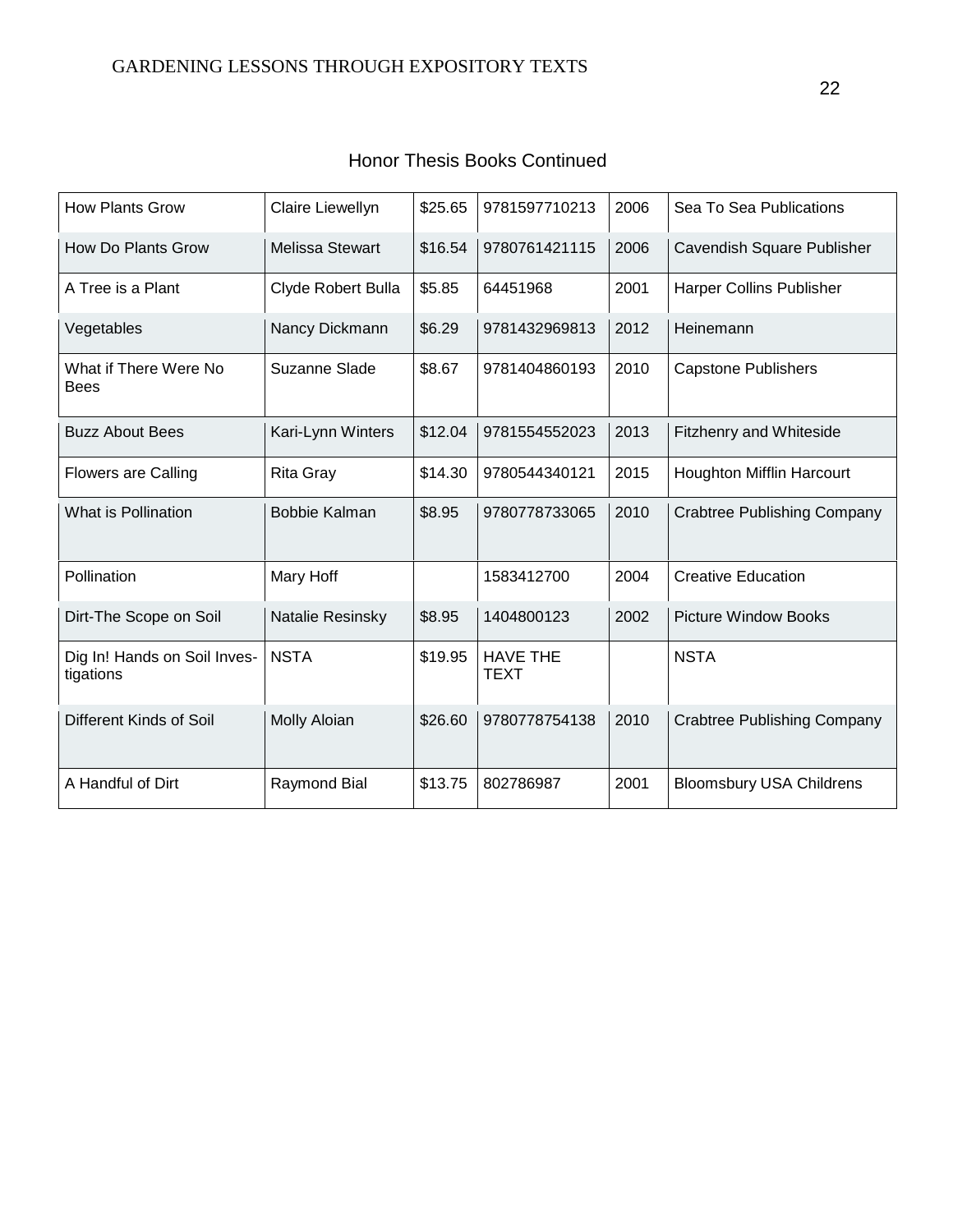Honor Thesis Books Continued

| How Plants Grow | Claire Liewellyn | $25.65 | 9781597710213 | 2006 | Sea To Sea Publications |
|---|---|---|---|---|---|
| How Do Plants Grow | Melissa Stewart | $16.54 | 9780761421115 | 2006 | Cavendish Square Publisher |
| A Tree is a Plant | Clyde Robert Bulla | $5.85 | 64451968 | 2001 | Harper Collins Publisher |
| Vegetables | Nancy Dickmann | $6.29 | 9781432969813 | 2012 | Heinemann |
| What if There Were No Bees | Suzanne Slade | $8.67 | 9781404860193 | 2010 | Capstone Publishers |
| Buzz About Bees | Kari-Lynn Winters | $12.04 | 9781554552023 | 2013 | Fitzhenry and Whiteside |
| Flowers are Calling | Rita Gray | $14.30 | 9780544340121 | 2015 | Houghton Mifflin Harcourt |
| What is Pollination | Bobbie Kalman | $8.95 | 9780778733065 | 2010 | Crabtree Publishing Company |
| Pollination | Mary Hoff | | 1583412700 | 2004 | Creative Education |
| Dirt-The Scope on Soil | Natalie Resinsky | $8.95 | 1404800123 | 2002 | Picture Window Books |
| Dig In! Hands on Soil Investigations | NSTA | $19.95 | HAVE THE TEXT | | NSTA |
| Different Kinds of Soil | Molly Aloian | $26.60 | 9780778754138 | 2010 | Crabtree Publishing Company |
| A Handful of Dirt | Raymond Bial | $13.75 | 802786987 | 2001 | Bloomsbury USA Childrens |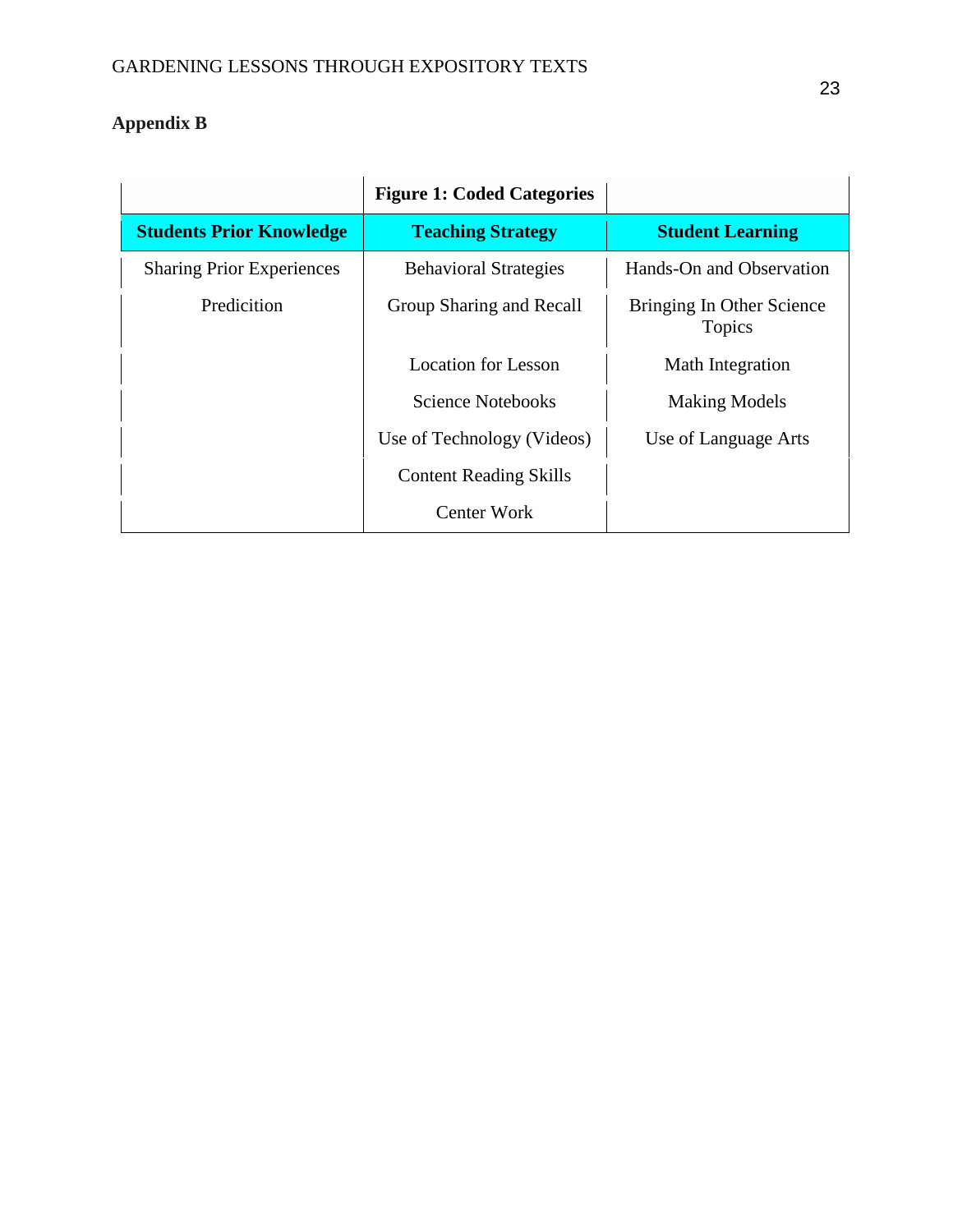## Appendix B

**Figure 1: Coded Categories**

| Students Prior Knowledge | Teaching Strategy | Student Learning |
|---|---|---|
| Sharing Prior Experiences | Behavioral Strategies | Hands-On and Observation |
| Predicition | Group Sharing and Recall | Bringing In Other Science Topics |
| | Location for Lesson | Math Integration |
| | Science Notebooks | Making Models |
| | Use of Technology (Videos) | Use of Language Arts |
| | Content Reading Skills | |
| | Center Work | |